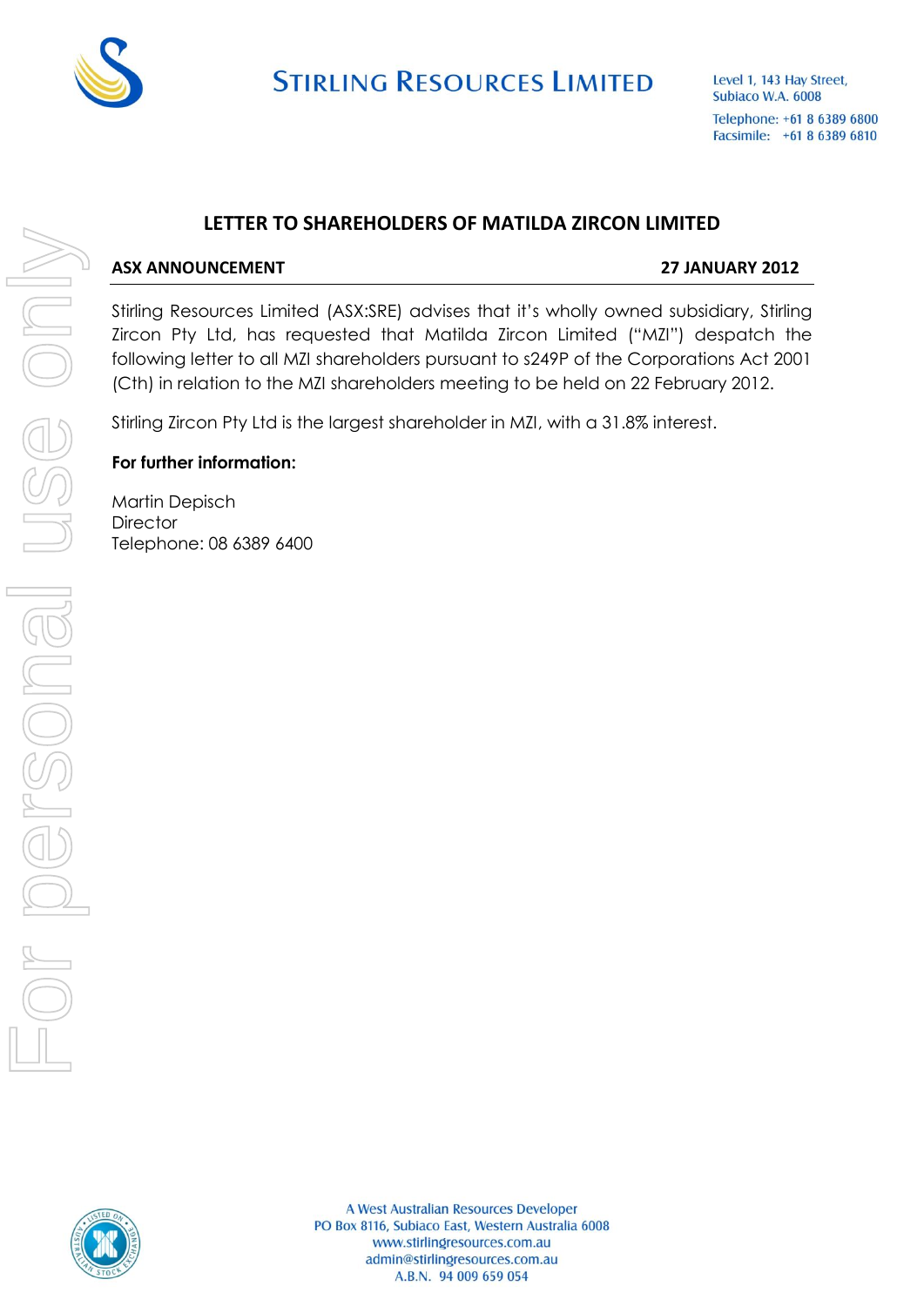**STIRLING RESOURCES LIMITED**

Level 1, 143 Hay Street,
Subiaco W.A. 6008
Telephone: +61 8 6389 6800
Facsimile: +61 8 6389 6810

# LETTER TO SHAREHOLDERS OF MATILDA ZIRCON LIMITED

**ASX ANNOUNCEMENT** **27 JANUARY 2012**

Stirling Resources Limited (ASX:SRE) advises that it's wholly owned subsidiary, Stirling Zircon Pty Ltd, has requested that Matilda Zircon Limited ("MZI") despatch the following letter to all MZI shareholders pursuant to s249P of the Corporations Act 2001 (Cth) in relation to the MZI shareholders meeting to be held on 22 February 2012.

Stirling Zircon Pty Ltd is the largest shareholder in MZI, with a 31.8% interest.

**For further information:**

Martin Depisch
Director
Telephone: 08 6389 6400

A West Australian Resources Developer
PO Box 8116, Subiaco East, Western Australia 6008
www.stirlingresources.com.au
admin@stirlingresources.com.au
A.B.N. 94 009 659 054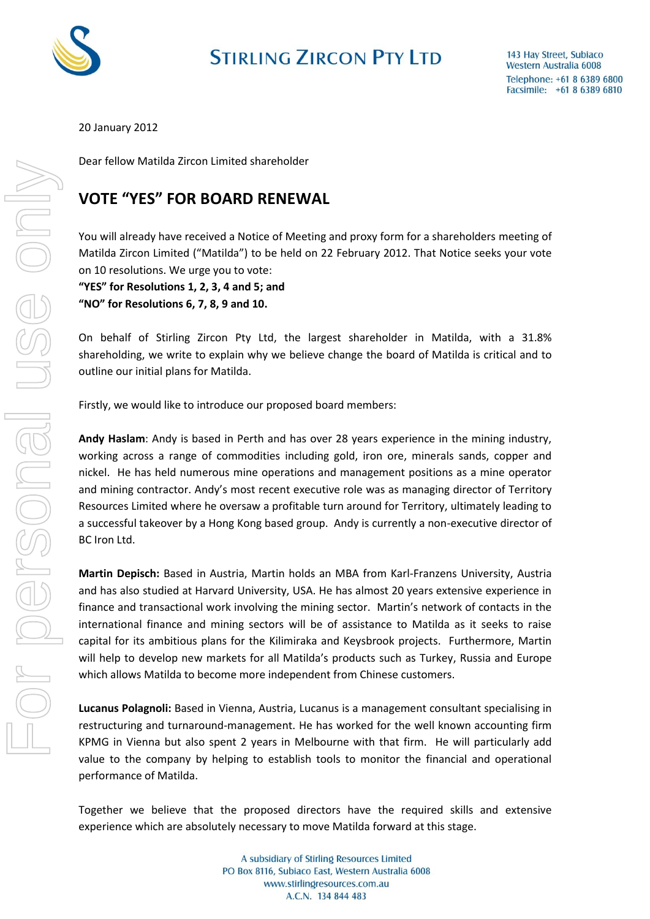**STIRLING ZIRCON PTY LTD**

143 Hay Street, Subiaco
Western Australia 6008
Telephone: +61 8 6389 6800
Facsimile: +61 8 6389 6810

20 January 2012

Dear fellow Matilda Zircon Limited shareholder

# VOTE "YES" FOR BOARD RENEWAL

You will already have received a Notice of Meeting and proxy form for a shareholders meeting of Matilda Zircon Limited ("Matilda") to be held on 22 February 2012. That Notice seeks your vote on 10 resolutions. We urge you to vote:
**"YES" for Resolutions 1, 2, 3, 4 and 5; and**
**"NO" for Resolutions 6, 7, 8, 9 and 10.**

On behalf of Stirling Zircon Pty Ltd, the largest shareholder in Matilda, with a 31.8% shareholding, we write to explain why we believe change the board of Matilda is critical and to outline our initial plans for Matilda.

Firstly, we would like to introduce our proposed board members:

**Andy Haslam**: Andy is based in Perth and has over 28 years experience in the mining industry, working across a range of commodities including gold, iron ore, minerals sands, copper and nickel. He has held numerous mine operations and management positions as a mine operator and mining contractor. Andy's most recent executive role was as managing director of Territory Resources Limited where he oversaw a profitable turn around for Territory, ultimately leading to a successful takeover by a Hong Kong based group. Andy is currently a non-executive director of BC Iron Ltd.

**Martin Depisch:** Based in Austria, Martin holds an MBA from Karl-Franzens University, Austria and has also studied at Harvard University, USA. He has almost 20 years extensive experience in finance and transactional work involving the mining sector. Martin's network of contacts in the international finance and mining sectors will be of assistance to Matilda as it seeks to raise capital for its ambitious plans for the Kilimiraka and Keysbrook projects. Furthermore, Martin will help to develop new markets for all Matilda's products such as Turkey, Russia and Europe which allows Matilda to become more independent from Chinese customers.

**Lucanus Polagnoli:** Based in Vienna, Austria, Lucanus is a management consultant specialising in restructuring and turnaround-management. He has worked for the well known accounting firm KPMG in Vienna but also spent 2 years in Melbourne with that firm. He will particularly add value to the company by helping to establish tools to monitor the financial and operational performance of Matilda.

Together we believe that the proposed directors have the required skills and extensive experience which are absolutely necessary to move Matilda forward at this stage.

A subsidiary of Stirling Resources Limited
PO Box 8116, Subiaco East, Western Australia 6008
www.stirlingresources.com.au
A.C.N. 134 844 483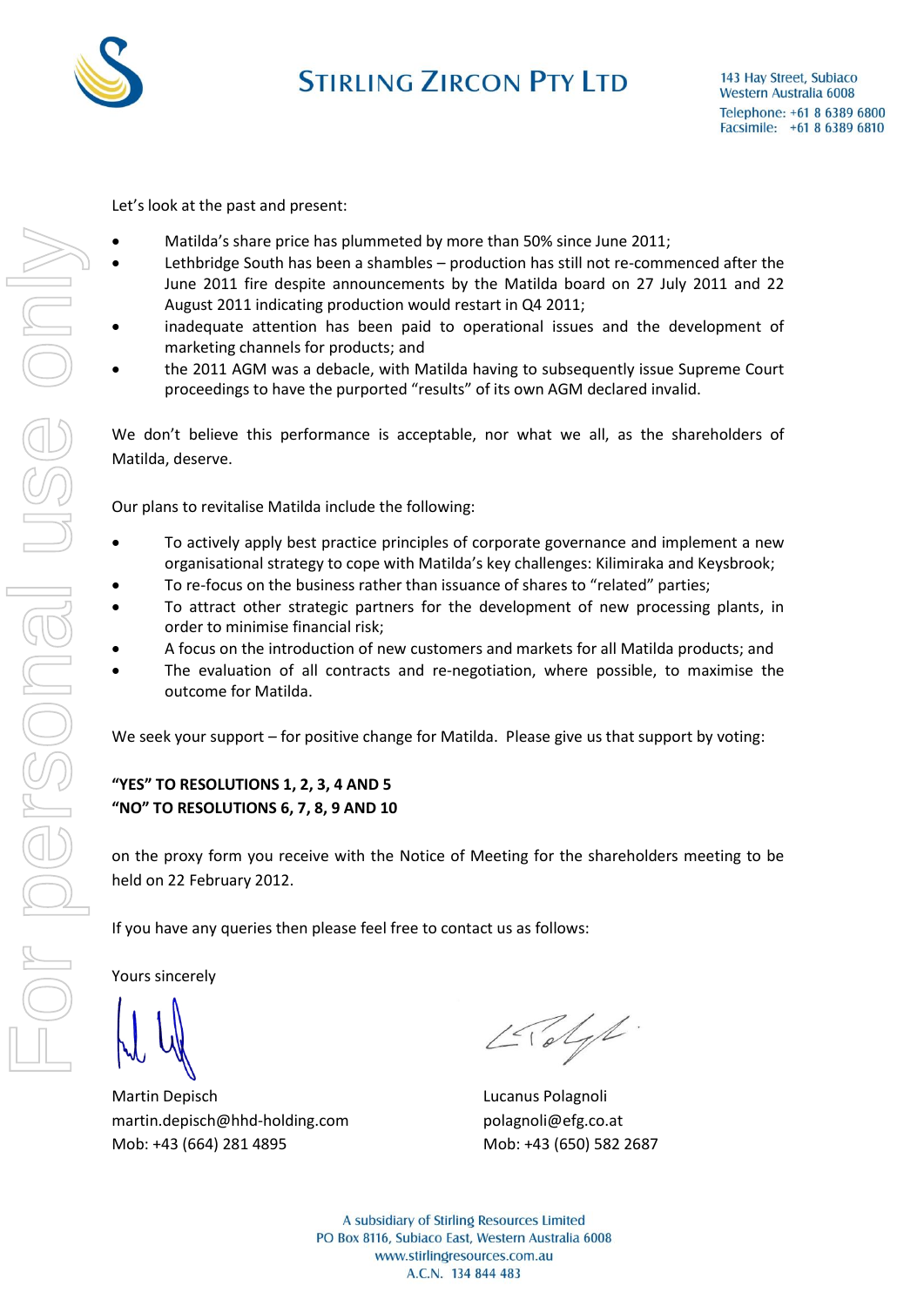Let's look at the past and present:

- Matilda's share price has plummeted by more than 50% since June 2011;
- Lethbridge South has been a shambles – production has still not re-commenced after the June 2011 fire despite announcements by the Matilda board on 27 July 2011 and 22 August 2011 indicating production would restart in Q4 2011;
- inadequate attention has been paid to operational issues and the development of marketing channels for products; and
- the 2011 AGM was a debacle, with Matilda having to subsequently issue Supreme Court proceedings to have the purported "results" of its own AGM declared invalid.

We don't believe this performance is acceptable, nor what we all, as the shareholders of Matilda, deserve.

Our plans to revitalise Matilda include the following:

- To actively apply best practice principles of corporate governance and implement a new organisational strategy to cope with Matilda's key challenges: Kilimiraka and Keysbrook;
- To re-focus on the business rather than issuance of shares to "related" parties;
- To attract other strategic partners for the development of new processing plants, in order to minimise financial risk;
- A focus on the introduction of new customers and markets for all Matilda products; and
- The evaluation of all contracts and re-negotiation, where possible, to maximise the outcome for Matilda.

We seek your support – for positive change for Matilda. Please give us that support by voting:

**"YES" TO RESOLUTIONS 1, 2, 3, 4 AND 5**
**"NO" TO RESOLUTIONS 6, 7, 8, 9 AND 10**

on the proxy form you receive with the Notice of Meeting for the shareholders meeting to be held on 22 February 2012.

If you have any queries then please feel free to contact us as follows:

Yours sincerely

Martin Depisch
martin.depisch@hhd-holding.com
Mob: +43 (664) 281 4895

Lucanus Polagnoli
polagnoli@efg.co.at
Mob: +43 (650) 582 2687